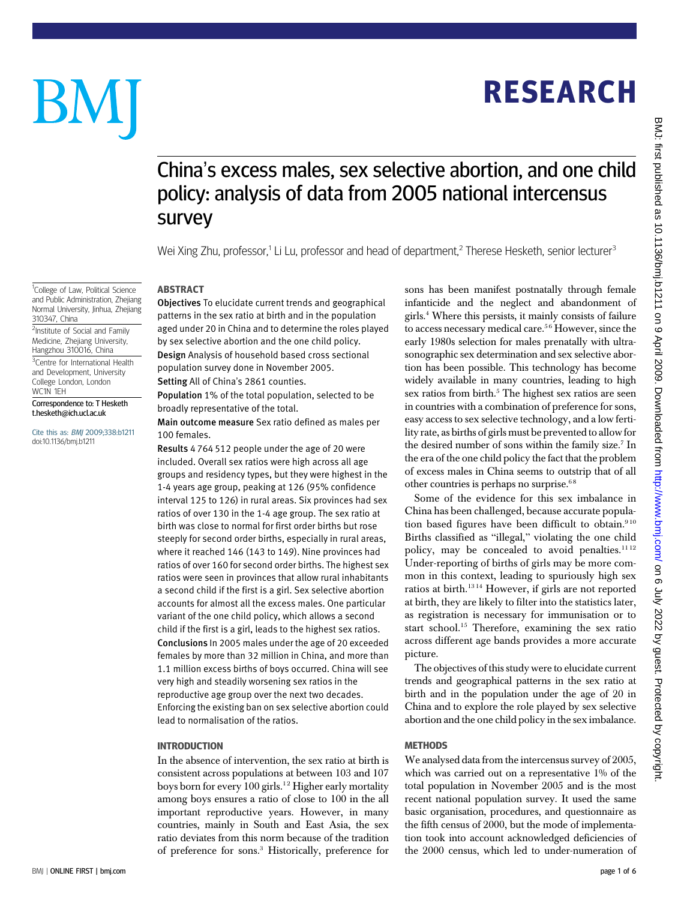# China's excess males, sex selective abortion, and one child policy: analysis of data from 2005 national intercensus survey

Wei Xing Zhu, professor,[1] Li Lu, professor and head of department,[2] Therese Hesketh, senior lecturer[3]

[1]College of Law, Political Science and Public Administration, Zhejiang Normal University, Jinhua, Zhejiang 310347, China

[2]Institute of Social and Family Medicine, Zhejiang University, Hangzhou 310016, China

[3]Centre for International Health and Development, University College London, London WC1N 1EH

Correspondence to: T Hesketh t.hesketh@ich.ucl.ac.uk

Cite this as: *BMJ* 2009;338:b1211
doi:10.1136/bmj.b1211

## ABSTRACT

**Objectives** To elucidate current trends and geographical patterns in the sex ratio at birth and in the population aged under 20 in China and to determine the roles played by sex selective abortion and the one child policy.

**Design** Analysis of household based cross sectional population survey done in November 2005.

**Setting** All of China's 2861 counties.

**Population** 1% of the total population, selected to be broadly representative of the total.

**Main outcome measure** Sex ratio defined as males per 100 females.

**Results** 4 764 512 people under the age of 20 were included. Overall sex ratios were high across all age groups and residency types, but they were highest in the 1-4 years age group, peaking at 126 (95% confidence interval 125 to 126) in rural areas. Six provinces had sex ratios of over 130 in the 1-4 age group. The sex ratio at birth was close to normal for first order births but rose steeply for second order births, especially in rural areas, where it reached 146 (143 to 149). Nine provinces had ratios of over 160 for second order births. The highest sex ratios were seen in provinces that allow rural inhabitants a second child if the first is a girl. Sex selective abortion accounts for almost all the excess males. One particular variant of the one child policy, which allows a second child if the first is a girl, leads to the highest sex ratios.

**Conclusions** In 2005 males under the age of 20 exceeded females by more than 32 million in China, and more than 1.1 million excess births of boys occurred. China will see very high and steadily worsening sex ratios in the reproductive age group over the next two decades. Enforcing the existing ban on sex selective abortion could lead to normalisation of the ratios.

## INTRODUCTION

In the absence of intervention, the sex ratio at birth is consistent across populations at between 103 and 107 boys born for every 100 girls.[1,2] Higher early mortality among boys ensures a ratio of close to 100 in the all important reproductive years. However, in many countries, mainly in South and East Asia, the sex ratio deviates from this norm because of the tradition of preference for sons.[3] Historically, preference for sons has been manifest postnatally through female infanticide and the neglect and abandonment of girls.[4] Where this persists, it mainly consists of failure to access necessary medical care.[5,6] However, since the early 1980s selection for males prenatally with ultrasonographic sex determination and sex selective abortion has been possible. This technology has become widely available in many countries, leading to high sex ratios from birth.[5] The highest sex ratios are seen in countries with a combination of preference for sons, easy access to sex selective technology, and a low fertility rate, as births of girls must be prevented to allow for the desired number of sons within the family size.[7] In the era of the one child policy the fact that the problem of excess males in China seems to outstrip that of all other countries is perhaps no surprise.[6,8]

Some of the evidence for this sex imbalance in China has been challenged, because accurate population based figures have been difficult to obtain.[9,10] Births classified as "illegal," violating the one child policy, may be concealed to avoid penalties.[11,12] Under-reporting of births of girls may be more common in this context, leading to spuriously high sex ratios at birth.[13,14] However, if girls are not reported at birth, they are likely to filter into the statistics later, as registration is necessary for immunisation or to start school.[15] Therefore, examining the sex ratio across different age bands provides a more accurate picture.

The objectives of this study were to elucidate current trends and geographical patterns in the sex ratio at birth and in the population under the age of 20 in China and to explore the role played by sex selective abortion and the one child policy in the sex imbalance.

## METHODS

We analysed data from the intercensus survey of 2005, which was carried out on a representative 1% of the total population in November 2005 and is the most recent national population survey. It used the same basic organisation, procedures, and questionnaire as the fifth census of 2000, but the mode of implementation took into account acknowledged deficiencies of the 2000 census, which led to under-numeration of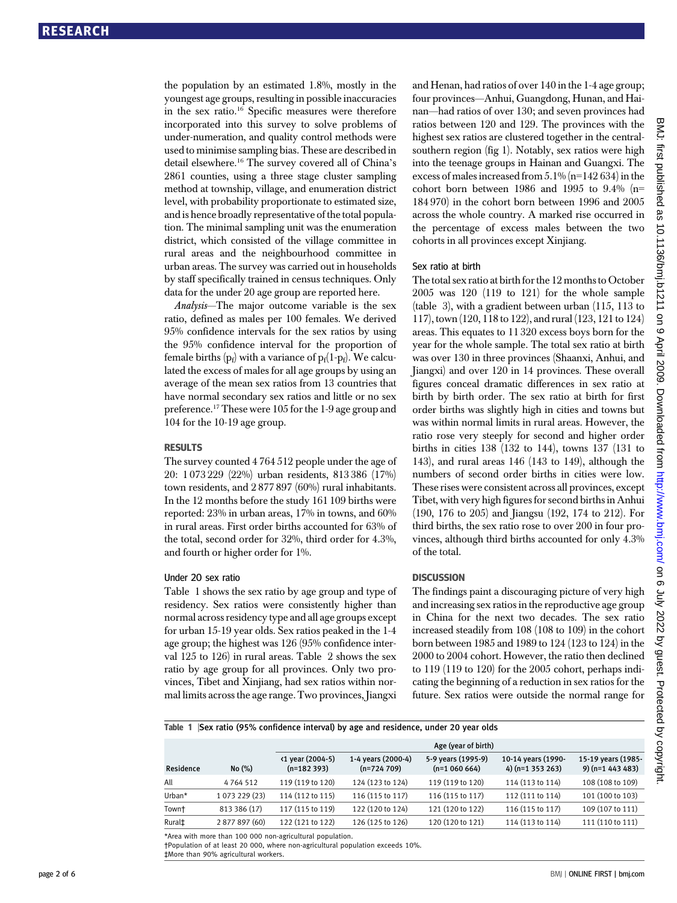the population by an estimated 1.8%, mostly in the youngest age groups, resulting in possible inaccuracies in the sex ratio.[16] Specific measures were therefore incorporated into this survey to solve problems of under-numeration, and quality control methods were used to minimise sampling bias. These are described in detail elsewhere.[16] The survey covered all of China's 2861 counties, using a three stage cluster sampling method at township, village, and enumeration district level, with probability proportionate to estimated size, and is hence broadly representative of the total population. The minimal sampling unit was the enumeration district, which consisted of the village committee in rural areas and the neighbourhood committee in urban areas. The survey was carried out in households by staff specifically trained in census techniques. Only data for the under 20 age group are reported here.

*Analysis*—The major outcome variable is the sex ratio, defined as males per 100 females. We derived 95% confidence intervals for the sex ratios by using the 95% confidence interval for the proportion of female births ($p_f$) with a variance of $p_f(1\text{-}p_f)$. We calculated the excess of males for all age groups by using an average of the mean sex ratios from 13 countries that have normal secondary sex ratios and little or no sex preference.[17] These were 105 for the 1-9 age group and 104 for the 10-19 age group.

## RESULTS

The survey counted 4 764 512 people under the age of 20: 1 073 229 (22%) urban residents, 813 386 (17%) town residents, and 2 877 897 (60%) rural inhabitants. In the 12 months before the study 161 109 births were reported: 23% in urban areas, 17% in towns, and 60% in rural areas. First order births accounted for 63% of the total, second order for 32%, third order for 4.3%, and fourth or higher order for 1%.

### Under 20 sex ratio

Table 1 shows the sex ratio by age group and type of residency. Sex ratios were consistently higher than normal across residency type and all age groups except for urban 15-19 year olds. Sex ratios peaked in the 1-4 age group; the highest was 126 (95% confidence interval 125 to 126) in rural areas. Table 2 shows the sex ratio by age group for all provinces. Only two provinces, Tibet and Xinjiang, had sex ratios within normal limits across the age range. Two provinces, Jiangxi and Henan, had ratios of over 140 in the 1-4 age group; four provinces—Anhui, Guangdong, Hunan, and Hainan—had ratios of over 130; and seven provinces had ratios between 120 and 129. The provinces with the highest sex ratios are clustered together in the central-southern region (fig 1). Notably, sex ratios were high into the teenage groups in Hainan and Guangxi. The excess of males increased from 5.1% (n=142 634) in the cohort born between 1986 and 1995 to 9.4% (n=184 970) in the cohort born between 1996 and 2005 across the whole country. A marked rise occurred in the percentage of excess males between the two cohorts in all provinces except Xinjiang.

### Sex ratio at birth

The total sex ratio at birth for the 12 months to October 2005 was 120 (119 to 121) for the whole sample (table 3), with a gradient between urban (115, 113 to 117), town (120, 118 to 122), and rural (123, 121 to 124) areas. This equates to 11 320 excess boys born for the year for the whole sample. The total sex ratio at birth was over 130 in three provinces (Shaanxi, Anhui, and Jiangxi) and over 120 in 14 provinces. These overall figures conceal dramatic differences in sex ratio at birth by birth order. The sex ratio at birth for first order births was slightly high in cities and towns but was within normal limits in rural areas. However, the ratio rose very steeply for second and higher order births in cities 138 (132 to 144), towns 137 (131 to 143), and rural areas 146 (143 to 149), although the numbers of second order births in cities were low. These rises were consistent across all provinces, except Tibet, with very high figures for second births in Anhui (190, 176 to 205) and Jiangsu (192, 174 to 212). For third births, the sex ratio rose to over 200 in four provinces, although third births accounted for only 4.3% of the total.

## DISCUSSION

The findings paint a discouraging picture of very high and increasing sex ratios in the reproductive age group in China for the next two decades. The sex ratio increased steadily from 108 (108 to 109) in the cohort born between 1985 and 1989 to 124 (123 to 124) in the 2000 to 2004 cohort. However, the ratio then declined to 119 (119 to 120) for the 2005 cohort, perhaps indicating the beginning of a reduction in sex ratios for the future. Sex ratios were outside the normal range for

**Table 1** | Sex ratio (95% confidence interval) by age and residence, under 20 year olds

| | | Age (year of birth) | | | | |
|---|---|---|---|---|---|---|
| Residence | No (%) | <1 year (2004-5) (n=182 393) | 1-4 years (2000-4) (n=724 709) | 5-9 years (1995-9) (n=1 060 664) | 10-14 years (1990-4) (n=1 353 263) | 15-19 years (1985-9) (n=1 443 483) |
| All | 4 764 512 | 119 (119 to 120) | 124 (123 to 124) | 119 (119 to 120) | 114 (113 to 114) | 108 (108 to 109) |
| Urban* | 1 073 229 (23) | 114 (112 to 115) | 116 (115 to 117) | 116 (115 to 117) | 112 (111 to 114) | 101 (100 to 103) |
| Town† | 813 386 (17) | 117 (115 to 119) | 122 (120 to 124) | 121 (120 to 122) | 116 (115 to 117) | 109 (107 to 111) |
| Rural‡ | 2 877 897 (60) | 122 (121 to 122) | 126 (125 to 126) | 120 (120 to 121) | 114 (113 to 114) | 111 (110 to 111) |

*Area with more than 100 000 non-agricultural population.
†Population of at least 20 000, where non-agricultural population exceeds 10%.
‡More than 90% agricultural workers.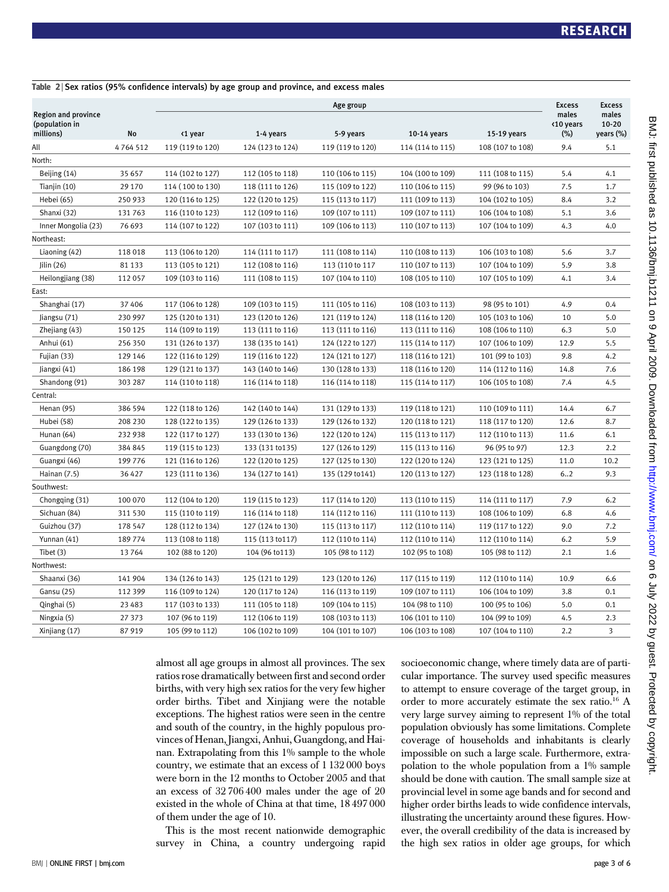**Table 2 | Sex ratios (95% confidence intervals) by age group and province, and excess males**

| Region and province (population in millions) | No | Age group | | | | | Excess males <10 years (%) | Excess males 10-20 years (%) |
|---|---|---|---|---|---|---|---|---|
| | | <1 year | 1-4 years | 5-9 years | 10-14 years | 15-19 years | | |
| All | 4 764 512 | 119 (119 to 120) | 124 (123 to 124) | 119 (119 to 120) | 114 (114 to 115) | 108 (107 to 108) | 9.4 | 5.1 |
| North: | | | | | | | | |
| Beijing (14) | 35 657 | 114 (102 to 127) | 112 (105 to 118) | 110 (106 to 115) | 104 (100 to 109) | 111 (108 to 115) | 5.4 | 4.1 |
| Tianjin (10) | 29 170 | 114 ( 100 to 130) | 118 (111 to 126) | 115 (109 to 122) | 110 (106 to 115) | 99 (96 to 103) | 7.5 | 1.7 |
| Hebei (65) | 250 933 | 120 (116 to 125) | 122 (120 to 125) | 115 (113 to 117) | 111 (109 to 113) | 104 (102 to 105) | 8.4 | 3.2 |
| Shanxi (32) | 131 763 | 116 (110 to 123) | 112 (109 to 116) | 109 (107 to 111) | 109 (107 to 111) | 106 (104 to 108) | 5.1 | 3.6 |
| Inner Mongolia (23) | 76 693 | 114 (107 to 122) | 107 (103 to 111) | 109 (106 to 113) | 110 (107 to 113) | 107 (104 to 109) | 4.3 | 4.0 |
| Northeast: | | | | | | | | |
| Liaoning (42) | 118 018 | 113 (106 to 120) | 114 (111 to 117) | 111 (108 to 114) | 110 (108 to 113) | 106 (103 to 108) | 5.6 | 3.7 |
| Jilin (26) | 81 133 | 113 (105 to 121) | 112 (108 to 116) | 113 (110 to 117 | 110 (107 to 113) | 107 (104 to 109) | 5.9 | 3.8 |
| Heilongjiang (38) | 112 057 | 109 (103 to 116) | 111 (108 to 115) | 107 (104 to 110) | 108 (105 to 110) | 107 (105 to 109) | 4.1 | 3.4 |
| East: | | | | | | | | |
| Shanghai (17) | 37 406 | 117 (106 to 128) | 109 (103 to 115) | 111 (105 to 116) | 108 (103 to 113) | 98 (95 to 101) | 4.9 | 0.4 |
| Jiangsu (71) | 230 997 | 125 (120 to 131) | 123 (120 to 126) | 121 (119 to 124) | 118 (116 to 120) | 105 (103 to 106) | 10 | 5.0 |
| Zhejiang (43) | 150 125 | 114 (109 to 119) | 113 (111 to 116) | 113 (111 to 116) | 113 (111 to 116) | 108 (106 to 110) | 6.3 | 5.0 |
| Anhui (61) | 256 350 | 131 (126 to 137) | 138 (135 to 141) | 124 (122 to 127) | 115 (114 to 117) | 107 (106 to 109) | 12.9 | 5.5 |
| Fujian (33) | 129 146 | 122 (116 to 129) | 119 (116 to 122) | 124 (121 to 127) | 118 (116 to 121) | 101 (99 to 103) | 9.8 | 4.2 |
| Jiangxi (41) | 186 198 | 129 (121 to 137) | 143 (140 to 146) | 130 (128 to 133) | 118 (116 to 120) | 114 (112 to 116) | 14.8 | 7.6 |
| Shandong (91) | 303 287 | 114 (110 to 118) | 116 (114 to 118) | 116 (114 to 118) | 115 (114 to 117) | 106 (105 to 108) | 7.4 | 4.5 |
| Central: | | | | | | | | |
| Henan (95) | 386 594 | 122 (118 to 126) | 142 (140 to 144) | 131 (129 to 133) | 119 (118 to 121) | 110 (109 to 111) | 14.4 | 6.7 |
| Hubei (58) | 208 230 | 128 (122 to 135) | 129 (126 to 133) | 129 (126 to 132) | 120 (118 to 121) | 118 (117 to 120) | 12.6 | 8.7 |
| Hunan (64) | 232 938 | 122 (117 to 127) | 133 (130 to 136) | 122 (120 to 124) | 115 (113 to 117) | 112 (110 to 113) | 11.6 | 6.1 |
| Guangdong (70) | 384 845 | 119 (115 to 123) | 133 (131 to135) | 127 (126 to 129) | 115 (113 to 116) | 96 (95 to 97) | 12.3 | 2.2 |
| Guangxi (46) | 199 776 | 121 (116 to 126) | 122 (120 to 125) | 127 (125 to 130) | 122 (120 to 124) | 123 (121 to 125) | 11.0 | 10.2 |
| Hainan (7.5) | 36 427 | 123 (111 to 136) | 134 (127 to 141) | 135 (129 to141) | 120 (113 to 127) | 123 (118 to 128) | 6..2 | 9.3 |
| Southwest: | | | | | | | | |
| Chongqing (31) | 100 070 | 112 (104 to 120) | 119 (115 to 123) | 117 (114 to 120) | 113 (110 to 115) | 114 (111 to 117) | 7.9 | 6.2 |
| Sichuan (84) | 311 530 | 115 (110 to 119) | 116 (114 to 118) | 114 (112 to 116) | 111 (110 to 113) | 108 (106 to 109) | 6.8 | 4.6 |
| Guizhou (37) | 178 547 | 128 (112 to 134) | 127 (124 to 130) | 115 (113 to 117) | 112 (110 to 114) | 119 (117 to 122) | 9.0 | 7.2 |
| Yunnan (41) | 189 774 | 113 (108 to 118) | 115 (113 to117) | 112 (110 to 114) | 112 (110 to 114) | 112 (110 to 114) | 6.2 | 5.9 |
| Tibet (3) | 13 764 | 102 (88 to 120) | 104 (96 to113) | 105 (98 to 112) | 102 (95 to 108) | 105 (98 to 112) | 2.1 | 1.6 |
| Northwest: | | | | | | | | |
| Shaanxi (36) | 141 904 | 134 (126 to 143) | 125 (121 to 129) | 123 (120 to 126) | 117 (115 to 119) | 112 (110 to 114) | 10.9 | 6.6 |
| Gansu (25) | 112 399 | 116 (109 to 124) | 120 (117 to 124) | 116 (113 to 119) | 109 (107 to 111) | 106 (104 to 109) | 3.8 | 0.1 |
| Qinghai (5) | 23 483 | 117 (103 to 133) | 111 (105 to 118) | 109 (104 to 115) | 104 (98 to 110) | 100 (95 to 106) | 5.0 | 0.1 |
| Ningxia (5) | 27 373 | 107 (96 to 119) | 112 (106 to 119) | 108 (103 to 113) | 106 (101 to 110) | 104 (99 to 109) | 4.5 | 2.3 |
| Xinjiang (17) | 87 919 | 105 (99 to 112) | 106 (102 to 109) | 104 (101 to 107) | 106 (103 to 108) | 107 (104 to 110) | 2.2 | 3 |

almost all age groups in almost all provinces. The sex ratios rose dramatically between first and second order births, with very high sex ratios for the very few higher order births. Tibet and Xinjiang were the notable exceptions. The highest ratios were seen in the centre and south of the country, in the highly populous provinces of Henan, Jiangxi, Anhui, Guangdong, and Hainan. Extrapolating from this 1% sample to the whole country, we estimate that an excess of 1 132 000 boys were born in the 12 months to October 2005 and that an excess of 32 706 400 males under the age of 20 existed in the whole of China at that time, 18 497 000 of them under the age of 10.

This is the most recent nationwide demographic survey in China, a country undergoing rapid socioeconomic change, where timely data are of particular importance. The survey used specific measures to attempt to ensure coverage of the target group, in order to more accurately estimate the sex ratio.[16] A very large survey aiming to represent 1% of the total population obviously has some limitations. Complete coverage of households and inhabitants is clearly impossible on such a large scale. Furthermore, extrapolation to the whole population from a 1% sample should be done with caution. The small sample size at provincial level in some age bands and for second and higher order births leads to wide confidence intervals, illustrating the uncertainty around these figures. However, the overall credibility of the data is increased by the high sex ratios in older age groups, for which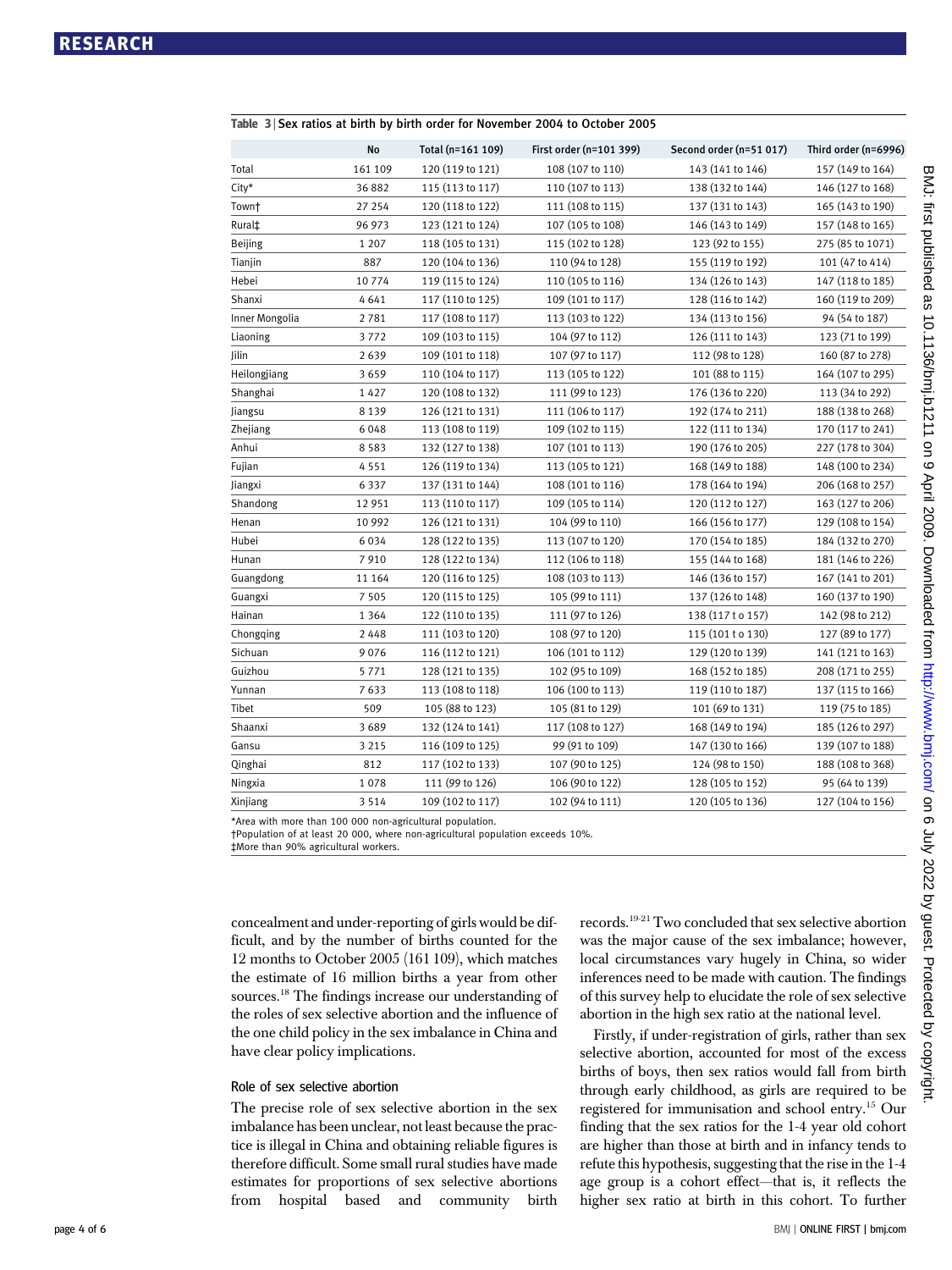**Table 3** | Sex ratios at birth by birth order for November 2004 to October 2005

| | No | Total (n=161 109) | First order (n=101 399) | Second order (n=51 017) | Third order (n=6996) |
|---|---|---|---|---|---|
| Total | 161 109 | 120 (119 to 121) | 108 (107 to 110) | 143 (141 to 146) | 157 (149 to 164) |
| City* | 36 882 | 115 (113 to 117) | 110 (107 to 113) | 138 (132 to 144) | 146 (127 to 168) |
| Town† | 27 254 | 120 (118 to 122) | 111 (108 to 115) | 137 (131 to 143) | 165 (143 to 190) |
| Rural‡ | 96 973 | 123 (121 to 124) | 107 (105 to 108) | 146 (143 to 149) | 157 (148 to 165) |
| Beijing | 1 207 | 118 (105 to 131) | 115 (102 to 128) | 123 (92 to 155) | 275 (85 to 1071) |
| Tianjin | 887 | 120 (104 to 136) | 110 (94 to 128) | 155 (119 to 192) | 101 (47 to 414) |
| Hebei | 10 774 | 119 (115 to 124) | 110 (105 to 116) | 134 (126 to 143) | 147 (118 to 185) |
| Shanxi | 4 641 | 117 (110 to 125) | 109 (101 to 117) | 128 (116 to 142) | 160 (119 to 209) |
| Inner Mongolia | 2 781 | 117 (108 to 117) | 113 (103 to 122) | 134 (113 to 156) | 94 (54 to 187) |
| Liaoning | 3 772 | 109 (103 to 115) | 104 (97 to 112) | 126 (111 to 143) | 123 (71 to 199) |
| Jilin | 2 639 | 109 (101 to 118) | 107 (97 to 117) | 112 (98 to 128) | 160 (87 to 278) |
| Heilongjiang | 3 659 | 110 (104 to 117) | 113 (105 to 122) | 101 (88 to 115) | 164 (107 to 295) |
| Shanghai | 1 427 | 120 (108 to 132) | 111 (99 to 123) | 176 (136 to 220) | 113 (34 to 292) |
| Jiangsu | 8 139 | 126 (121 to 131) | 111 (106 to 117) | 192 (174 to 211) | 188 (138 to 268) |
| Zhejiang | 6 048 | 113 (108 to 119) | 109 (102 to 115) | 122 (111 to 134) | 170 (117 to 241) |
| Anhui | 8 583 | 132 (127 to 138) | 107 (101 to 113) | 190 (176 to 205) | 227 (178 to 304) |
| Fujian | 4 551 | 126 (119 to 134) | 113 (105 to 121) | 168 (149 to 188) | 148 (100 to 234) |
| Jiangxi | 6 337 | 137 (131 to 144) | 108 (101 to 116) | 178 (164 to 194) | 206 (168 to 257) |
| Shandong | 12 951 | 113 (110 to 117) | 109 (105 to 114) | 120 (112 to 127) | 163 (127 to 206) |
| Henan | 10 992 | 126 (121 to 131) | 104 (99 to 110) | 166 (156 to 177) | 129 (108 to 154) |
| Hubei | 6 034 | 128 (122 to 135) | 113 (107 to 120) | 170 (154 to 185) | 184 (132 to 270) |
| Hunan | 7 910 | 128 (122 to 134) | 112 (106 to 118) | 155 (144 to 168) | 181 (146 to 226) |
| Guangdong | 11 164 | 120 (116 to 125) | 108 (103 to 113) | 146 (136 to 157) | 167 (141 to 201) |
| Guangxi | 7 505 | 120 (115 to 125) | 105 (99 to 111) | 137 (126 to 148) | 160 (137 to 190) |
| Hainan | 1 364 | 122 (110 to 135) | 111 (97 to 126) | 138 (117 t o 157) | 142 (98 to 212) |
| Chongqing | 2 448 | 111 (103 to 120) | 108 (97 to 120) | 115 (101 t o 130) | 127 (89 to 177) |
| Sichuan | 9 076 | 116 (112 to 121) | 106 (101 to 112) | 129 (120 to 139) | 141 (121 to 163) |
| Guizhou | 5 771 | 128 (121 to 135) | 102 (95 to 109) | 168 (152 to 185) | 208 (171 to 255) |
| Yunnan | 7 633 | 113 (108 to 118) | 106 (100 to 113) | 119 (110 to 187) | 137 (115 to 166) |
| Tibet | 509 | 105 (88 to 123) | 105 (81 to 129) | 101 (69 to 131) | 119 (75 to 185) |
| Shaanxi | 3 689 | 132 (124 to 141) | 117 (108 to 127) | 168 (149 to 194) | 185 (126 to 297) |
| Gansu | 3 215 | 116 (109 to 125) | 99 (91 to 109) | 147 (130 to 166) | 139 (107 to 188) |
| Qinghai | 812 | 117 (102 to 133) | 107 (90 to 125) | 124 (98 to 150) | 188 (108 to 368) |
| Ningxia | 1 078 | 111 (99 to 126) | 106 (90 to 122) | 128 (105 to 152) | 95 (64 to 139) |
| Xinjiang | 3 514 | 109 (102 to 117) | 102 (94 to 111) | 120 (105 to 136) | 127 (104 to 156) |

*Area with more than 100 000 non-agricultural population.
†Population of at least 20 000, where non-agricultural population exceeds 10%.
‡More than 90% agricultural workers.

concealment and under-reporting of girls would be difficult, and by the number of births counted for the 12 months to October 2005 (161 109), which matches the estimate of 16 million births a year from other sources.[18] The findings increase our understanding of the roles of sex selective abortion and the influence of the one child policy in the sex imbalance in China and have clear policy implications.

### Role of sex selective abortion

The precise role of sex selective abortion in the sex imbalance has been unclear, not least because the practice is illegal in China and obtaining reliable figures is therefore difficult. Some small rural studies have made estimates for proportions of sex selective abortions from hospital based and community birth records.[19-21] Two concluded that sex selective abortion was the major cause of the sex imbalance; however, local circumstances vary hugely in China, so wider inferences need to be made with caution. The findings of this survey help to elucidate the role of sex selective abortion in the high sex ratio at the national level.

Firstly, if under-registration of girls, rather than sex selective abortion, accounted for most of the excess births of boys, then sex ratios would fall from birth through early childhood, as girls are required to be registered for immunisation and school entry.[15] Our finding that the sex ratios for the 1-4 year old cohort are higher than those at birth and in infancy tends to refute this hypothesis, suggesting that the rise in the 1-4 age group is a cohort effect—that is, it reflects the higher sex ratio at birth in this cohort. To further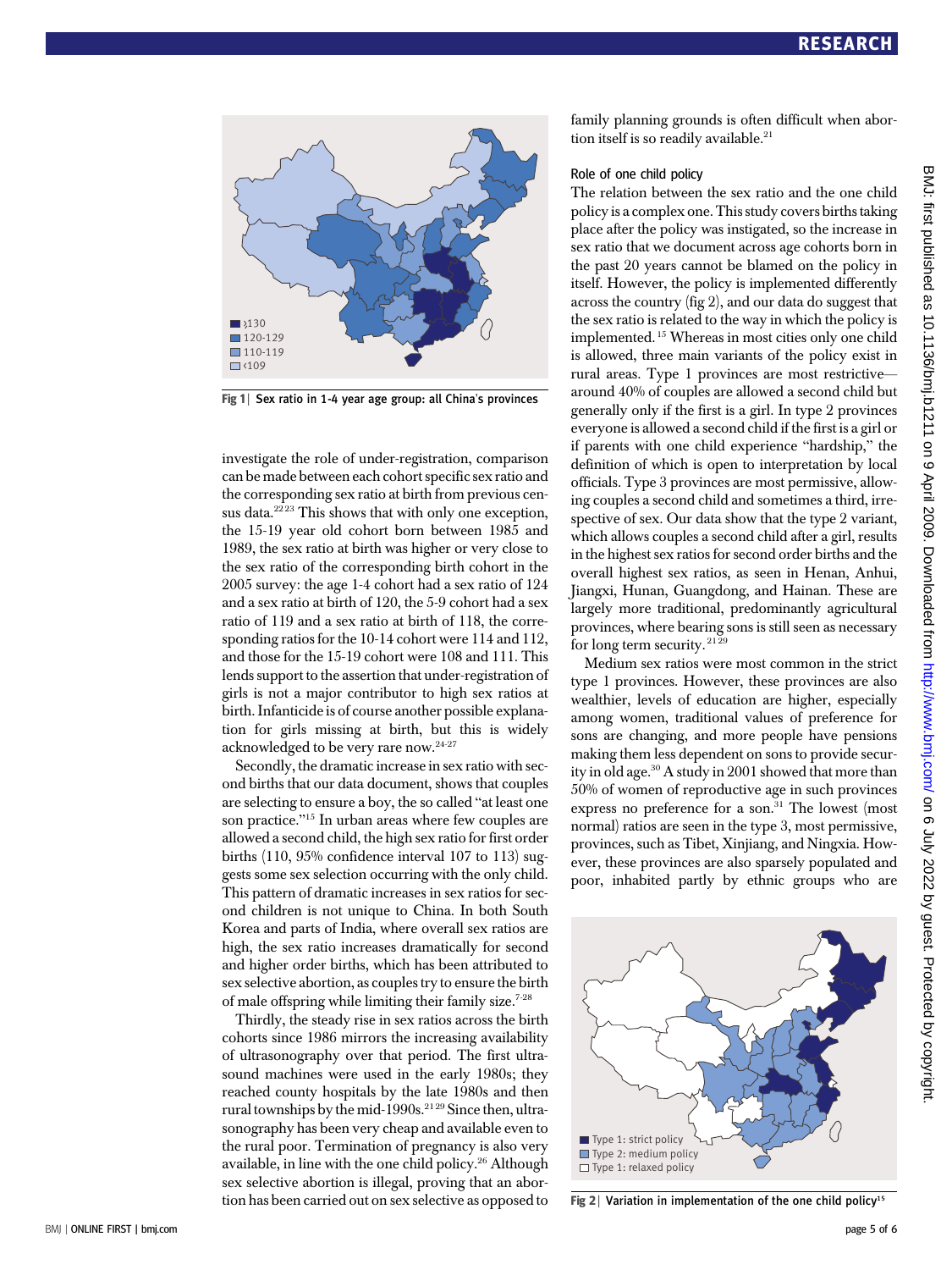Fig 1 | Sex ratio in 1-4 year age group: all China's provinces

investigate the role of under-registration, comparison can be made between each cohort specific sex ratio and the corresponding sex ratio at birth from previous census data.[22 23] This shows that with only one exception, the 15-19 year old cohort born between 1985 and 1989, the sex ratio at birth was higher or very close to the sex ratio of the corresponding birth cohort in the 2005 survey: the age 1-4 cohort had a sex ratio of 124 and a sex ratio at birth of 120, the 5-9 cohort had a sex ratio of 119 and a sex ratio at birth of 118, the corresponding ratios for the 10-14 cohort were 114 and 112, and those for the 15-19 cohort were 108 and 111. This lends support to the assertion that under-registration of girls is not a major contributor to high sex ratios at birth. Infanticide is of course another possible explanation for girls missing at birth, but this is widely acknowledged to be very rare now.[24-27]

Secondly, the dramatic increase in sex ratio with second births that our data document, shows that couples are selecting to ensure a boy, the so called "at least one son practice."[15] In urban areas where few couples are allowed a second child, the high sex ratio for first order births (110, 95% confidence interval 107 to 113) suggests some sex selection occurring with the only child. This pattern of dramatic increases in sex ratios for second children is not unique to China. In both South Korea and parts of India, where overall sex ratios are high, the sex ratio increases dramatically for second and higher order births, which has been attributed to sex selective abortion, as couples try to ensure the birth of male offspring while limiting their family size.[7-28]

Thirdly, the steady rise in sex ratios across the birth cohorts since 1986 mirrors the increasing availability of ultrasonography over that period. The first ultrasound machines were used in the early 1980s; they reached county hospitals by the late 1980s and then rural townships by the mid-1990s.[21 29] Since then, ultrasonography has been very cheap and available even to the rural poor. Termination of pregnancy is also very available, in line with the one child policy.[26] Although sex selective abortion is illegal, proving that an abortion has been carried out on sex selective as opposed to family planning grounds is often difficult when abortion itself is so readily available.[21]

### Role of one child policy

The relation between the sex ratio and the one child policy is a complex one. This study covers births taking place after the policy was instigated, so the increase in sex ratio that we document across age cohorts born in the past 20 years cannot be blamed on the policy in itself. However, the policy is implemented differently across the country (fig 2), and our data do suggest that the sex ratio is related to the way in which the policy is implemented.[15] Whereas in most cities only one child is allowed, three main variants of the policy exist in rural areas. Type 1 provinces are most restrictive—around 40% of couples are allowed a second child but generally only if the first is a girl. In type 2 provinces everyone is allowed a second child if the first is a girl or if parents with one child experience "hardship," the definition of which is open to interpretation by local officials. Type 3 provinces are most permissive, allowing couples a second child and sometimes a third, irrespective of sex. Our data show that the type 2 variant, which allows couples a second child after a girl, results in the highest sex ratios for second order births and the overall highest sex ratios, as seen in Henan, Anhui, Jiangxi, Hunan, Guangdong, and Hainan. These are largely more traditional, predominantly agricultural provinces, where bearing sons is still seen as necessary for long term security.[21 29]

Medium sex ratios were most common in the strict type 1 provinces. However, these provinces are also wealthier, levels of education are higher, especially among women, traditional values of preference for sons are changing, and more people have pensions making them less dependent on sons to provide security in old age.[30] A study in 2001 showed that more than 50% of women of reproductive age in such provinces express no preference for a son.[31] The lowest (most normal) ratios are seen in the type 3, most permissive, provinces, such as Tibet, Xinjiang, and Ningxia. However, these provinces are also sparsely populated and poor, inhabited partly by ethnic groups who are

Fig 2 | Variation in implementation of the one child policy[15]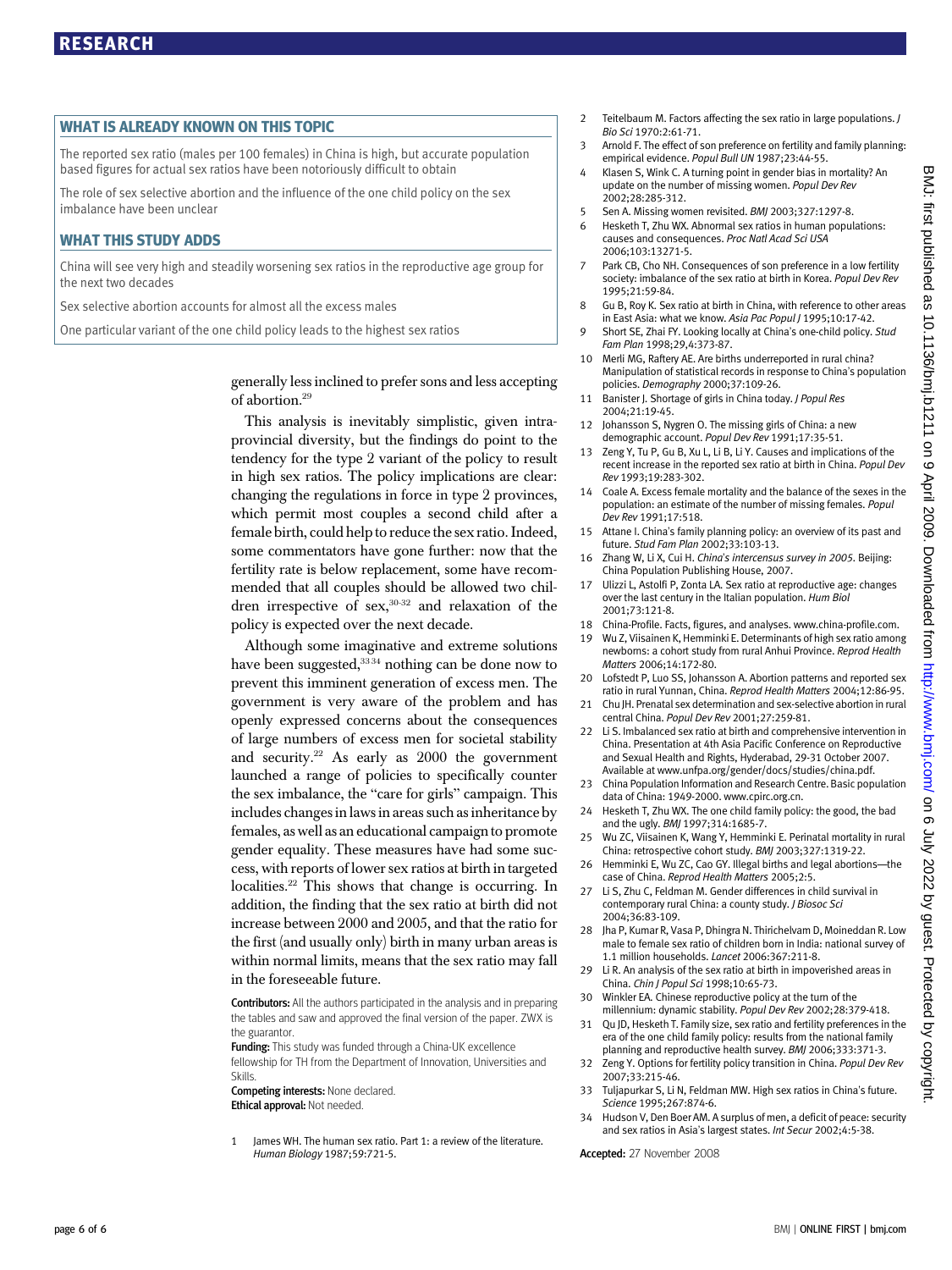## WHAT IS ALREADY KNOWN ON THIS TOPIC

The reported sex ratio (males per 100 females) in China is high, but accurate population based figures for actual sex ratios have been notoriously difficult to obtain

The role of sex selective abortion and the influence of the one child policy on the sex imbalance have been unclear

## WHAT THIS STUDY ADDS

China will see very high and steadily worsening sex ratios in the reproductive age group for the next two decades

Sex selective abortion accounts for almost all the excess males

One particular variant of the one child policy leads to the highest sex ratios

generally less inclined to prefer sons and less accepting of abortion.[29]

This analysis is inevitably simplistic, given intra-provincial diversity, but the findings do point to the tendency for the type 2 variant of the policy to result in high sex ratios. The policy implications are clear: changing the regulations in force in type 2 provinces, which permit most couples a second child after a female birth, could help to reduce the sex ratio. Indeed, some commentators have gone further: now that the fertility rate is below replacement, some have recommended that all couples should be allowed two children irrespective of sex,[30-32] and relaxation of the policy is expected over the next decade.

Although some imaginative and extreme solutions have been suggested,[33 34] nothing can be done now to prevent this imminent generation of excess men. The government is very aware of the problem and has openly expressed concerns about the consequences of large numbers of excess men for societal stability and security.[22] As early as 2000 the government launched a range of policies to specifically counter the sex imbalance, the "care for girls" campaign. This includes changes in laws in areas such as inheritance by females, as well as an educational campaign to promote gender equality. These measures have had some success, with reports of lower sex ratios at birth in targeted localities.[22] This shows that change is occurring. In addition, the finding that the sex ratio at birth did not increase between 2000 and 2005, and that the ratio for the first (and usually only) birth in many urban areas is within normal limits, means that the sex ratio may fall in the foreseeable future.

**Contributors:** All the authors participated in the analysis and in preparing the tables and saw and approved the final version of the paper. ZWX is the guarantor.

**Funding:** This study was funded through a China-UK excellence fellowship for TH from the Department of Innovation, Universities and Skills.

**Competing interests:** None declared.

**Ethical approval:** Not needed.

1 James WH. The human sex ratio. Part 1: a review of the literature. *Human Biology* 1987;59:721-5.
2 Teitelbaum M. Factors affecting the sex ratio in large populations. *J Bio Sci* 1970:2:61-71.
3 Arnold F. The effect of son preference on fertility and family planning: empirical evidence. *Popul Bull UN* 1987;23:44-55.
4 Klasen S, Wink C. A turning point in gender bias in mortality? An update on the number of missing women. *Popul Dev Rev* 2002;28:285-312.
5 Sen A. Missing women revisited. *BMJ* 2003;327:1297-8.
6 Hesketh T, Zhu WX. Abnormal sex ratios in human populations: causes and consequences. *Proc Natl Acad Sci USA* 2006;103:13271-5.
7 Park CB, Cho NH. Consequences of son preference in a low fertility society: imbalance of the sex ratio at birth in Korea. *Popul Dev Rev* 1995;21:59-84.
8 Gu B, Roy K. Sex ratio at birth in China, with reference to other areas in East Asia: what we know. *Asia Pac Popul J* 1995;10:17-42.
9 Short SE, Zhai FY. Looking locally at China's one-child policy. *Stud Fam Plan* 1998;29,4:373-87.
10 Merli MG, Raftery AE. Are births underreported in rural china? Manipulation of statistical records in response to China's population policies. *Demography* 2000;37:109-26.
11 Banister J. Shortage of girls in China today. *J Popul Res* 2004;21:19-45.
12 Johansson S, Nygren O. The missing girls of China: a new demographic account. *Popul Dev Rev* 1991;17:35-51.
13 Zeng Y, Tu P, Gu B, Xu L, Li B, Li Y. Causes and implications of the recent increase in the reported sex ratio at birth in China. *Popul Dev Rev* 1993;19:283-302.
14 Coale A. Excess female mortality and the balance of the sexes in the population: an estimate of the number of missing females. *Popul Dev Rev* 1991;17:518.
15 Attane I. China's family planning policy: an overview of its past and future. *Stud Fam Plan* 2002;33:103-13.
16 Zhang W, Li X, Cui H. *China's intercensus survey in 2005*. Beijing: China Population Publishing House, 2007.
17 Ulizzi L, Astolfi P, Zonta LA. Sex ratio at reproductive age: changes over the last century in the Italian population. *Hum Biol* 2001;73:121-8.
18 China-Profile. Facts, figures, and analyses. www.china-profile.com.
19 Wu Z, Viisainen K, Hemminki E. Determinants of high sex ratio among newborns: a cohort study from rural Anhui Province. *Reprod Health Matters* 2006;14:172-80.
20 Lofstedt P, Luo SS, Johansson A. Abortion patterns and reported sex ratio in rural Yunnan, China. *Reprod Health Matters* 2004;12:86-95.
21 Chu JH. Prenatal sex determination and sex-selective abortion in rural central China. *Popul Dev Rev* 2001;27:259-81.
22 Li S. Imbalanced sex ratio at birth and comprehensive intervention in China. Presentation at 4th Asia Pacific Conference on Reproductive and Sexual Health and Rights, Hyderabad, 29-31 October 2007. Available at www.unfpa.org/gender/docs/studies/china.pdf.
23 China Population Information and Research Centre. Basic population data of China: 1949-2000. www.cpirc.org.cn.
24 Hesketh T, Zhu WX. The one child family policy: the good, the bad and the ugly. *BMJ* 1997;314:1685-7.
25 Wu ZC, Viisainen K, Wang Y, Hemminki E. Perinatal mortality in rural China: retrospective cohort study. *BMJ* 2003;327:1319-22.
26 Hemminki E, Wu ZC, Cao GY. Illegal births and legal abortions—the case of China. *Reprod Health Matters* 2005;2:5.
27 Li S, Zhu C, Feldman M. Gender differences in child survival in contemporary rural China: a county study. *J Biosoc Sci* 2004;36:83-109.
28 Jha P, Kumar R, Vasa P, Dhingra N. Thirichelvam D, Moineddan R. Low male to female sex ratio of children born in India: national survey of 1.1 million households. *Lancet* 2006:367:211-8.
29 Li R. An analysis of the sex ratio at birth in impoverished areas in China. *Chin J Popul Sci* 1998;10:65-73.
30 Winkler EA. Chinese reproductive policy at the turn of the millennium: dynamic stability. *Popul Dev Rev* 2002;28:379-418.
31 Qu JD, Hesketh T. Family size, sex ratio and fertility preferences in the era of the one child family policy: results from the national family planning and reproductive health survey. *BMJ* 2006;333:371-3.
32 Zeng Y. Options for fertility policy transition in China. *Popul Dev Rev* 2007;33:215-46.
33 Tuljapurkar S, Li N, Feldman MW. High sex ratios in China's future. *Science* 1995;267:874-6.
34 Hudson V, Den Boer AM. A surplus of men, a deficit of peace: security and sex ratios in Asia's largest states. *Int Secur* 2002;4:5-38.

**Accepted:** 27 November 2008